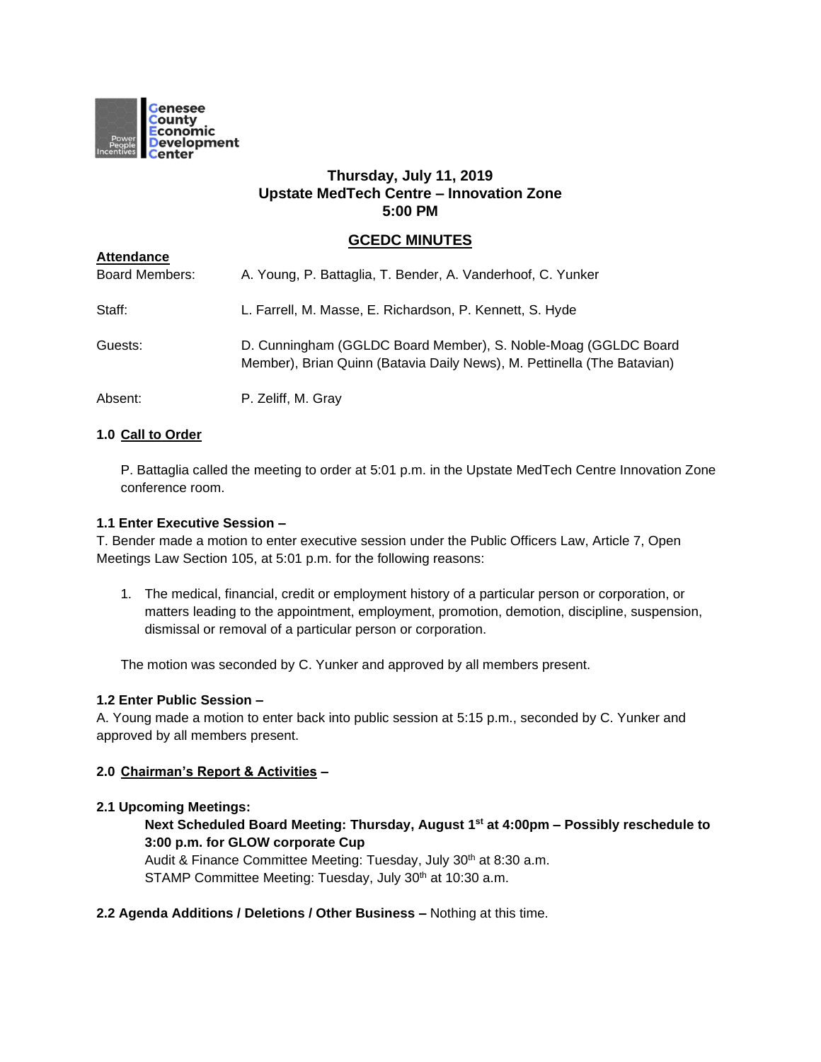Genesee County Economic Development Center

Power People Incentives

**Thursday, July 11, 2019**
**Upstate MedTech Centre – Innovation Zone**
**5:00 PM**

# GCEDC MINUTES

**Attendance**

| | |
|---|---|
| Board Members: | A. Young, P. Battaglia, T. Bender, A. Vanderhoof, C. Yunker |
| Staff: | L. Farrell, M. Masse, E. Richardson, P. Kennett, S. Hyde |
| Guests: | D. Cunningham (GGLDC Board Member), S. Noble-Moag (GGLDC Board Member), Brian Quinn (Batavia Daily News), M. Pettinella (The Batavian) |
| Absent: | P. Zeliff, M. Gray |

**1.0 Call to Order**

P. Battaglia called the meeting to order at 5:01 p.m. in the Upstate MedTech Centre Innovation Zone conference room.

**1.1 Enter Executive Session –**

T. Bender made a motion to enter executive session under the Public Officers Law, Article 7, Open Meetings Law Section 105, at 5:01 p.m. for the following reasons:

1. The medical, financial, credit or employment history of a particular person or corporation, or matters leading to the appointment, employment, promotion, demotion, discipline, suspension, dismissal or removal of a particular person or corporation.

The motion was seconded by C. Yunker and approved by all members present.

**1.2 Enter Public Session –**

A. Young made a motion to enter back into public session at 5:15 p.m., seconded by C. Yunker and approved by all members present.

**2.0 Chairman's Report & Activities –**

**2.1 Upcoming Meetings:**

**Next Scheduled Board Meeting: Thursday, August 1st at 4:00pm – Possibly reschedule to 3:00 p.m. for GLOW corporate Cup**
Audit & Finance Committee Meeting: Tuesday, July 30th at 8:30 a.m.
STAMP Committee Meeting: Tuesday, July 30th at 10:30 a.m.

**2.2 Agenda Additions / Deletions / Other Business –** Nothing at this time.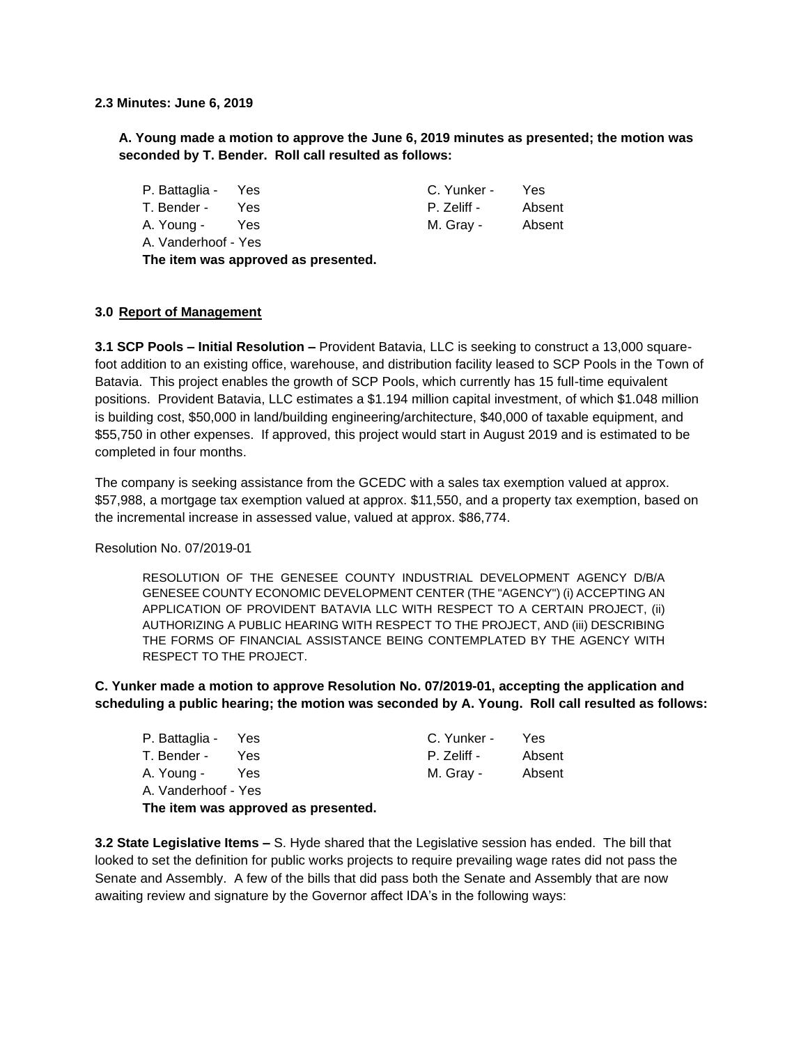**2.3 Minutes: June 6, 2019**

**A. Young made a motion to approve the June 6, 2019 minutes as presented; the motion was seconded by T. Bender. Roll call resulted as follows:**

| | | | |
|---|---|---|---|
| P. Battaglia - | Yes | C. Yunker - | Yes |
| T. Bender - | Yes | P. Zeliff - | Absent |
| A. Young - | Yes | M. Gray - | Absent |
| A. Vanderhoof - | Yes | | |

**The item was approved as presented.**

**3.0 Report of Management**

**3.1 SCP Pools – Initial Resolution –** Provident Batavia, LLC is seeking to construct a 13,000 square-foot addition to an existing office, warehouse, and distribution facility leased to SCP Pools in the Town of Batavia. This project enables the growth of SCP Pools, which currently has 15 full-time equivalent positions. Provident Batavia, LLC estimates a $1.194 million capital investment, of which $1.048 million is building cost, $50,000 in land/building engineering/architecture, $40,000 of taxable equipment, and $55,750 in other expenses. If approved, this project would start in August 2019 and is estimated to be completed in four months.

The company is seeking assistance from the GCEDC with a sales tax exemption valued at approx. $57,988, a mortgage tax exemption valued at approx. $11,550, and a property tax exemption, based on the incremental increase in assessed value, valued at approx. $86,774.

Resolution No. 07/2019-01

RESOLUTION OF THE GENESEE COUNTY INDUSTRIAL DEVELOPMENT AGENCY D/B/A GENESEE COUNTY ECONOMIC DEVELOPMENT CENTER (THE "AGENCY") (i) ACCEPTING AN APPLICATION OF PROVIDENT BATAVIA LLC WITH RESPECT TO A CERTAIN PROJECT, (ii) AUTHORIZING A PUBLIC HEARING WITH RESPECT TO THE PROJECT, AND (iii) DESCRIBING THE FORMS OF FINANCIAL ASSISTANCE BEING CONTEMPLATED BY THE AGENCY WITH RESPECT TO THE PROJECT.

**C. Yunker made a motion to approve Resolution No. 07/2019-01, accepting the application and scheduling a public hearing; the motion was seconded by A. Young. Roll call resulted as follows:**

| | | | |
|---|---|---|---|
| P. Battaglia - | Yes | C. Yunker - | Yes |
| T. Bender - | Yes | P. Zeliff - | Absent |
| A. Young - | Yes | M. Gray - | Absent |
| A. Vanderhoof - | Yes | | |

**The item was approved as presented.**

**3.2 State Legislative Items –** S. Hyde shared that the Legislative session has ended. The bill that looked to set the definition for public works projects to require prevailing wage rates did not pass the Senate and Assembly. A few of the bills that did pass both the Senate and Assembly that are now awaiting review and signature by the Governor affect IDA's in the following ways: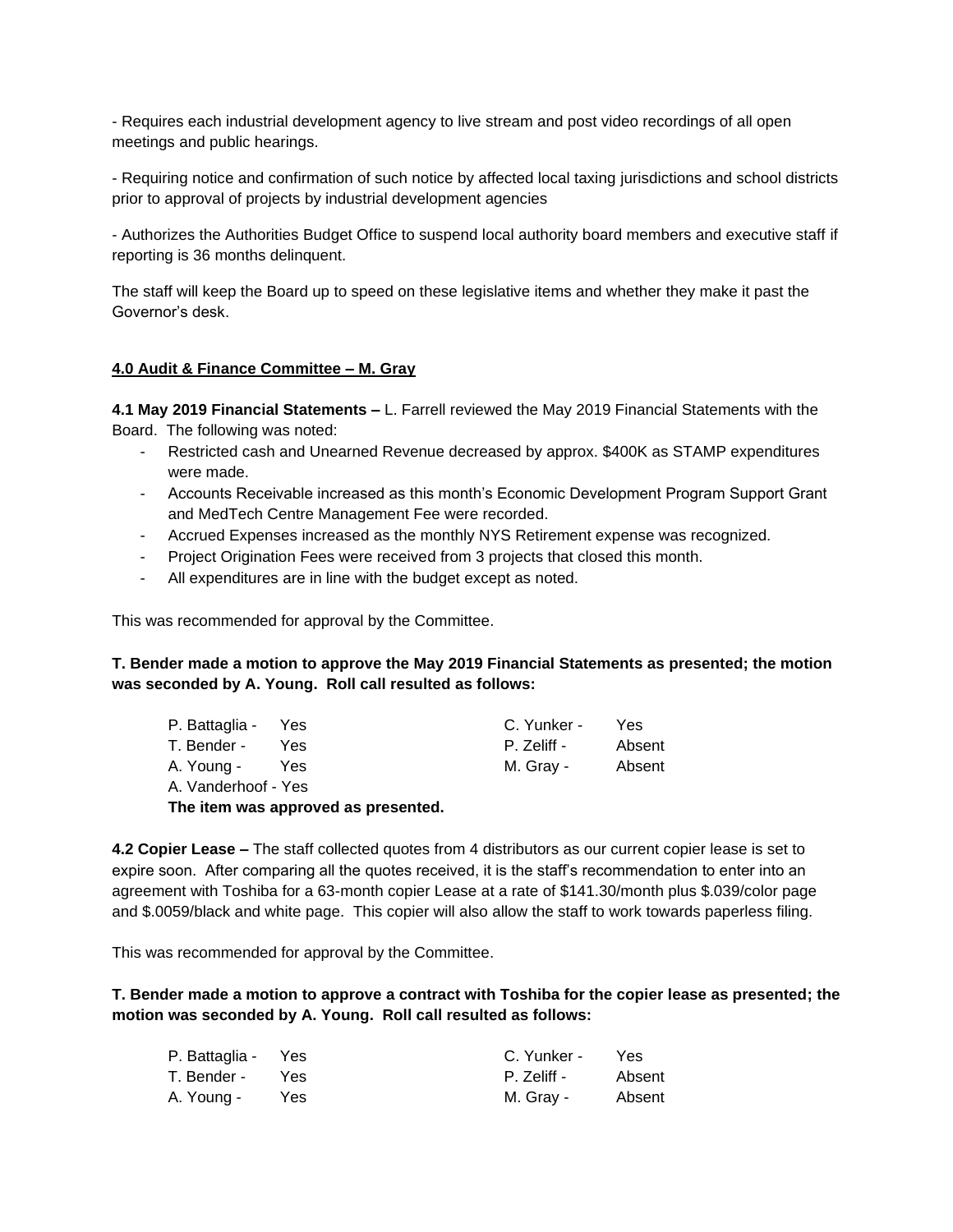- Requires each industrial development agency to live stream and post video recordings of all open meetings and public hearings.

- Requiring notice and confirmation of such notice by affected local taxing jurisdictions and school districts prior to approval of projects by industrial development agencies

- Authorizes the Authorities Budget Office to suspend local authority board members and executive staff if reporting is 36 months delinquent.

The staff will keep the Board up to speed on these legislative items and whether they make it past the Governor's desk.

**4.0 Audit & Finance Committee – M. Gray**

**4.1 May 2019 Financial Statements –** L. Farrell reviewed the May 2019 Financial Statements with the Board. The following was noted:

- Restricted cash and Unearned Revenue decreased by approx. $400K as STAMP expenditures were made.
- Accounts Receivable increased as this month's Economic Development Program Support Grant and MedTech Centre Management Fee were recorded.
- Accrued Expenses increased as the monthly NYS Retirement expense was recognized.
- Project Origination Fees were received from 3 projects that closed this month.
- All expenditures are in line with the budget except as noted.

This was recommended for approval by the Committee.

**T. Bender made a motion to approve the May 2019 Financial Statements as presented; the motion was seconded by A. Young. Roll call resulted as follows:**

| | | | |
|---|---|---|---|
| P. Battaglia - | Yes | C. Yunker - | Yes |
| T. Bender - | Yes | P. Zeliff - | Absent |
| A. Young - | Yes | M. Gray - | Absent |
| A. Vanderhoof - | Yes | | |

**The item was approved as presented.**

**4.2 Copier Lease –** The staff collected quotes from 4 distributors as our current copier lease is set to expire soon. After comparing all the quotes received, it is the staff's recommendation to enter into an agreement with Toshiba for a 63-month copier Lease at a rate of $141.30/month plus $.039/color page and $.0059/black and white page. This copier will also allow the staff to work towards paperless filing.

This was recommended for approval by the Committee.

**T. Bender made a motion to approve a contract with Toshiba for the copier lease as presented; the motion was seconded by A. Young. Roll call resulted as follows:**

| | | | |
|---|---|---|---|
| P. Battaglia - | Yes | C. Yunker - | Yes |
| T. Bender - | Yes | P. Zeliff - | Absent |
| A. Young - | Yes | M. Gray - | Absent |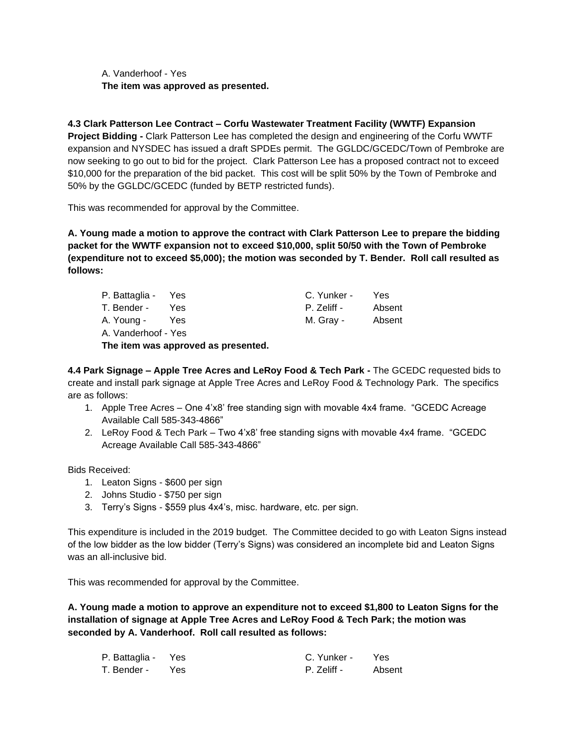A. Vanderhoof - Yes

**The item was approved as presented.**

**4.3 Clark Patterson Lee Contract – Corfu Wastewater Treatment Facility (WWTF) Expansion Project Bidding -** Clark Patterson Lee has completed the design and engineering of the Corfu WWTF expansion and NYSDEC has issued a draft SPDEs permit. The GGLDC/GCEDC/Town of Pembroke are now seeking to go out to bid for the project. Clark Patterson Lee has a proposed contract not to exceed $10,000 for the preparation of the bid packet. This cost will be split 50% by the Town of Pembroke and 50% by the GGLDC/GCEDC (funded by BETP restricted funds).

This was recommended for approval by the Committee.

**A. Young made a motion to approve the contract with Clark Patterson Lee to prepare the bidding packet for the WWTF expansion not to exceed $10,000, split 50/50 with the Town of Pembroke (expenditure not to exceed $5,000); the motion was seconded by T. Bender. Roll call resulted as follows:**

| | | | |
|---|---|---|---|
| P. Battaglia - | Yes | C. Yunker - | Yes |
| T. Bender - | Yes | P. Zeliff - | Absent |
| A. Young - | Yes | M. Gray - | Absent |
| A. Vanderhoof - | Yes | | |

**The item was approved as presented.**

**4.4 Park Signage – Apple Tree Acres and LeRoy Food & Tech Park -** The GCEDC requested bids to create and install park signage at Apple Tree Acres and LeRoy Food & Technology Park. The specifics are as follows:

1. Apple Tree Acres – One 4'x8' free standing sign with movable 4x4 frame. "GCEDC Acreage Available Call 585-343-4866"
2. LeRoy Food & Tech Park – Two 4'x8' free standing signs with movable 4x4 frame. "GCEDC Acreage Available Call 585-343-4866"

Bids Received:

1. Leaton Signs - $600 per sign
2. Johns Studio - $750 per sign
3. Terry's Signs - $559 plus 4x4's, misc. hardware, etc. per sign.

This expenditure is included in the 2019 budget. The Committee decided to go with Leaton Signs instead of the low bidder as the low bidder (Terry's Signs) was considered an incomplete bid and Leaton Signs was an all-inclusive bid.

This was recommended for approval by the Committee.

**A. Young made a motion to approve an expenditure not to exceed $1,800 to Leaton Signs for the installation of signage at Apple Tree Acres and LeRoy Food & Tech Park; the motion was seconded by A. Vanderhoof. Roll call resulted as follows:**

| | | | |
|---|---|---|---|
| P. Battaglia - | Yes | C. Yunker - | Yes |
| T. Bender - | Yes | P. Zeliff - | Absent |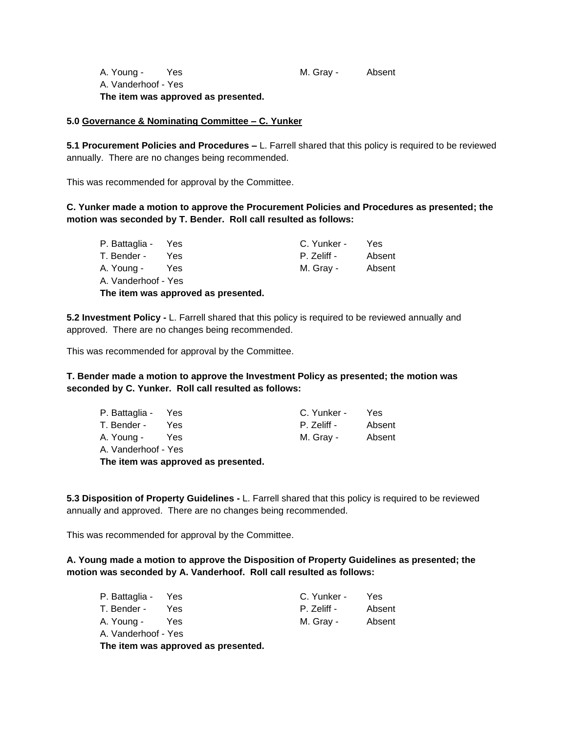| | | | |
|---|---|---|---|
| A. Young - | Yes | M. Gray - | Absent |
| A. Vanderhoof - | Yes | | |

**The item was approved as presented.**

**5.0 <u>Governance & Nominating Committee – C. Yunker</u>**

**5.1 Procurement Policies and Procedures –** L. Farrell shared that this policy is required to be reviewed annually. There are no changes being recommended.

This was recommended for approval by the Committee.

**C. Yunker made a motion to approve the Procurement Policies and Procedures as presented; the motion was seconded by T. Bender. Roll call resulted as follows:**

| | | | |
|---|---|---|---|
| P. Battaglia - | Yes | C. Yunker - | Yes |
| T. Bender - | Yes | P. Zeliff - | Absent |
| A. Young - | Yes | M. Gray - | Absent |
| A. Vanderhoof - | Yes | | |

**The item was approved as presented.**

**5.2 Investment Policy -** L. Farrell shared that this policy is required to be reviewed annually and approved. There are no changes being recommended.

This was recommended for approval by the Committee.

**T. Bender made a motion to approve the Investment Policy as presented; the motion was seconded by C. Yunker. Roll call resulted as follows:**

| | | | |
|---|---|---|---|
| P. Battaglia - | Yes | C. Yunker - | Yes |
| T. Bender - | Yes | P. Zeliff - | Absent |
| A. Young - | Yes | M. Gray - | Absent |
| A. Vanderhoof - | Yes | | |

**The item was approved as presented.**

**5.3 Disposition of Property Guidelines -** L. Farrell shared that this policy is required to be reviewed annually and approved. There are no changes being recommended.

This was recommended for approval by the Committee.

**A. Young made a motion to approve the Disposition of Property Guidelines as presented; the motion was seconded by A. Vanderhoof. Roll call resulted as follows:**

| | | | |
|---|---|---|---|
| P. Battaglia - | Yes | C. Yunker - | Yes |
| T. Bender - | Yes | P. Zeliff - | Absent |
| A. Young - | Yes | M. Gray - | Absent |
| A. Vanderhoof - | Yes | | |

**The item was approved as presented.**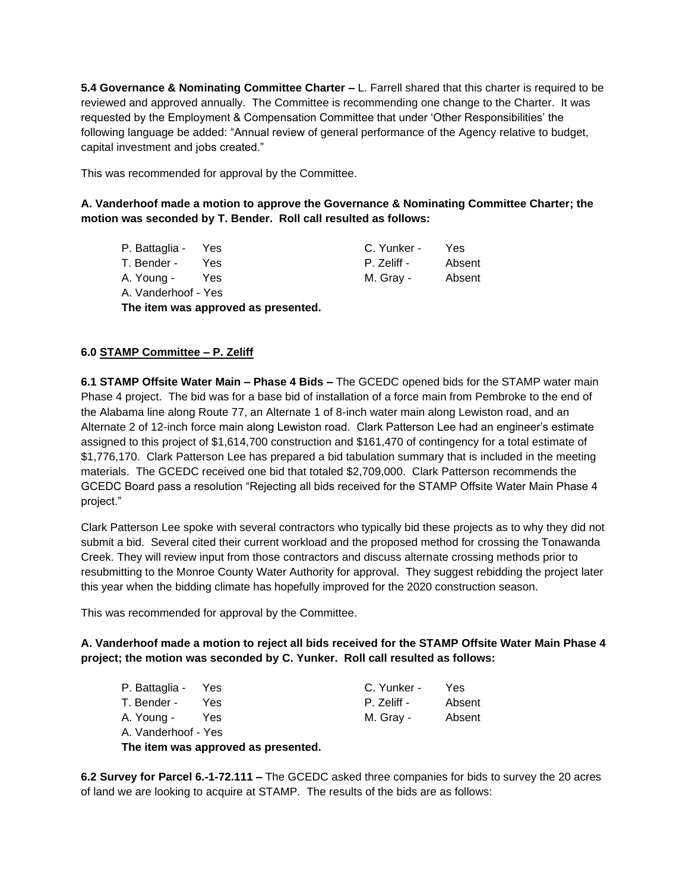**5.4 Governance & Nominating Committee Charter –** L. Farrell shared that this charter is required to be reviewed and approved annually. The Committee is recommending one change to the Charter. It was requested by the Employment & Compensation Committee that under 'Other Responsibilities' the following language be added: "Annual review of general performance of the Agency relative to budget, capital investment and jobs created."

This was recommended for approval by the Committee.

**A. Vanderhoof made a motion to approve the Governance & Nominating Committee Charter; the motion was seconded by T. Bender. Roll call resulted as follows:**

| | | | |
|---|---|---|---|
| P. Battaglia - | Yes | C. Yunker - | Yes |
| T. Bender - | Yes | P. Zeliff - | Absent |
| A. Young - | Yes | M. Gray - | Absent |
| A. Vanderhoof - | Yes | | |

**The item was approved as presented.**

## 6.0 STAMP Committee – P. Zeliff

**6.1 STAMP Offsite Water Main – Phase 4 Bids –** The GCEDC opened bids for the STAMP water main Phase 4 project. The bid was for a base bid of installation of a force main from Pembroke to the end of the Alabama line along Route 77, an Alternate 1 of 8-inch water main along Lewiston road, and an Alternate 2 of 12-inch force main along Lewiston road. Clark Patterson Lee had an engineer's estimate assigned to this project of $1,614,700 construction and $161,470 of contingency for a total estimate of $1,776,170. Clark Patterson Lee has prepared a bid tabulation summary that is included in the meeting materials. The GCEDC received one bid that totaled $2,709,000. Clark Patterson recommends the GCEDC Board pass a resolution "Rejecting all bids received for the STAMP Offsite Water Main Phase 4 project."

Clark Patterson Lee spoke with several contractors who typically bid these projects as to why they did not submit a bid. Several cited their current workload and the proposed method for crossing the Tonawanda Creek. They will review input from those contractors and discuss alternate crossing methods prior to resubmitting to the Monroe County Water Authority for approval. They suggest rebidding the project later this year when the bidding climate has hopefully improved for the 2020 construction season.

This was recommended for approval by the Committee.

**A. Vanderhoof made a motion to reject all bids received for the STAMP Offsite Water Main Phase 4 project; the motion was seconded by C. Yunker. Roll call resulted as follows:**

| | | | |
|---|---|---|---|
| P. Battaglia - | Yes | C. Yunker - | Yes |
| T. Bender - | Yes | P. Zeliff - | Absent |
| A. Young - | Yes | M. Gray - | Absent |
| A. Vanderhoof - | Yes | | |

**The item was approved as presented.**

**6.2 Survey for Parcel 6.-1-72.111 –** The GCEDC asked three companies for bids to survey the 20 acres of land we are looking to acquire at STAMP. The results of the bids are as follows: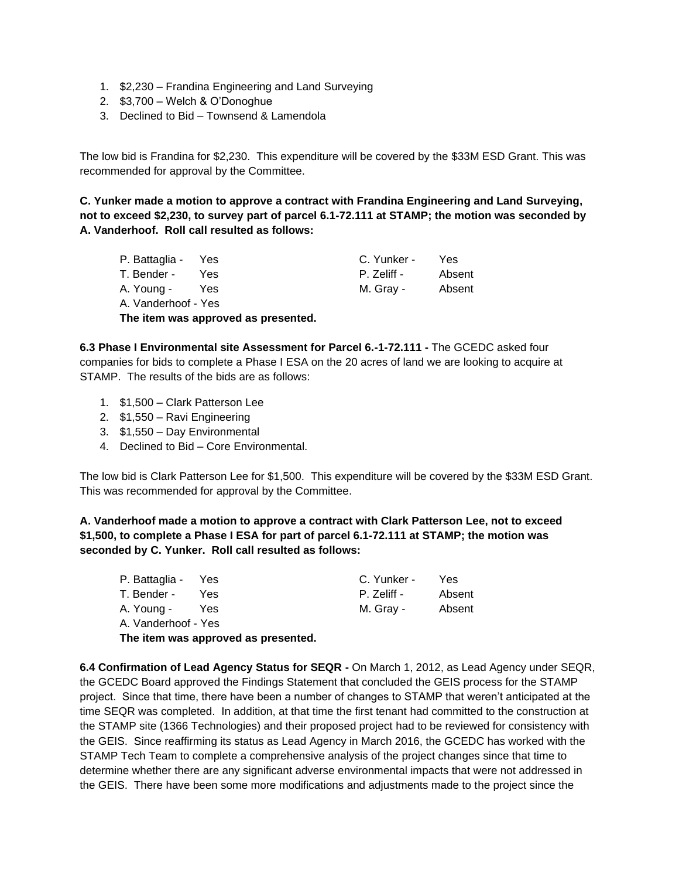1. $2,230 – Frandina Engineering and Land Surveying
2. $3,700 – Welch & O'Donoghue
3. Declined to Bid – Townsend & Lamendola

The low bid is Frandina for $2,230. This expenditure will be covered by the $33M ESD Grant. This was recommended for approval by the Committee.

**C. Yunker made a motion to approve a contract with Frandina Engineering and Land Surveying, not to exceed $2,230, to survey part of parcel 6.1-72.111 at STAMP; the motion was seconded by A. Vanderhoof. Roll call resulted as follows:**

| | | | |
|---|---|---|---|
| P. Battaglia - | Yes | C. Yunker - | Yes |
| T. Bender - | Yes | P. Zeliff - | Absent |
| A. Young - | Yes | M. Gray - | Absent |
| A. Vanderhoof - Yes | | | |

**The item was approved as presented.**

**6.3 Phase I Environmental site Assessment for Parcel 6.-1-72.111 -** The GCEDC asked four companies for bids to complete a Phase I ESA on the 20 acres of land we are looking to acquire at STAMP. The results of the bids are as follows:

1. $1,500 – Clark Patterson Lee
2. $1,550 – Ravi Engineering
3. $1,550 – Day Environmental
4. Declined to Bid – Core Environmental.

The low bid is Clark Patterson Lee for $1,500. This expenditure will be covered by the $33M ESD Grant. This was recommended for approval by the Committee.

**A. Vanderhoof made a motion to approve a contract with Clark Patterson Lee, not to exceed $1,500, to complete a Phase I ESA for part of parcel 6.1-72.111 at STAMP; the motion was seconded by C. Yunker. Roll call resulted as follows:**

| | | | |
|---|---|---|---|
| P. Battaglia - | Yes | C. Yunker - | Yes |
| T. Bender - | Yes | P. Zeliff - | Absent |
| A. Young - | Yes | M. Gray - | Absent |
| A. Vanderhoof - Yes | | | |

**The item was approved as presented.**

**6.4 Confirmation of Lead Agency Status for SEQR -** On March 1, 2012, as Lead Agency under SEQR, the GCEDC Board approved the Findings Statement that concluded the GEIS process for the STAMP project. Since that time, there have been a number of changes to STAMP that weren't anticipated at the time SEQR was completed. In addition, at that time the first tenant had committed to the construction at the STAMP site (1366 Technologies) and their proposed project had to be reviewed for consistency with the GEIS. Since reaffirming its status as Lead Agency in March 2016, the GCEDC has worked with the STAMP Tech Team to complete a comprehensive analysis of the project changes since that time to determine whether there are any significant adverse environmental impacts that were not addressed in the GEIS. There have been some more modifications and adjustments made to the project since the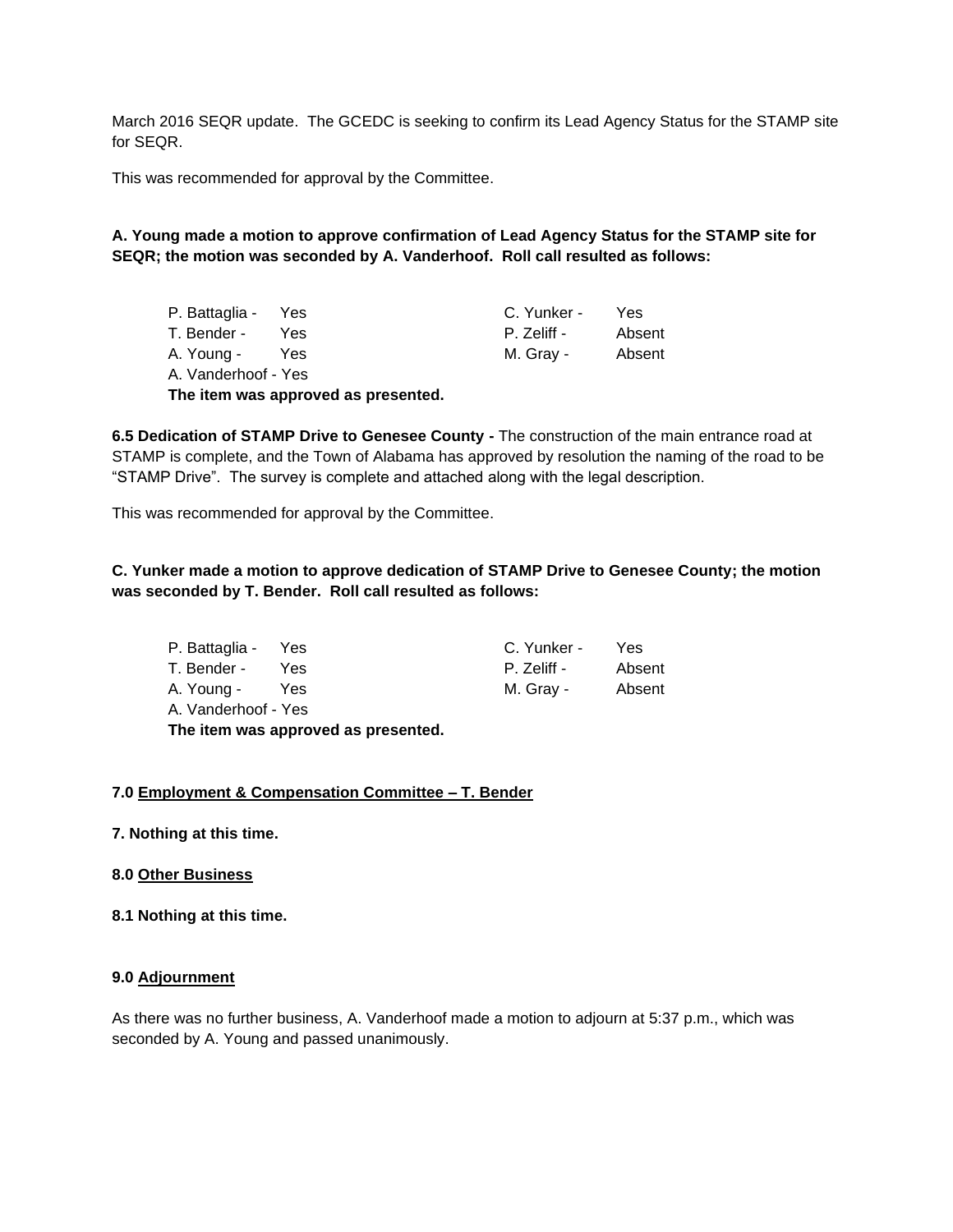March 2016 SEQR update. The GCEDC is seeking to confirm its Lead Agency Status for the STAMP site for SEQR.

This was recommended for approval by the Committee.

**A. Young made a motion to approve confirmation of Lead Agency Status for the STAMP site for SEQR; the motion was seconded by A. Vanderhoof. Roll call resulted as follows:**

| | | | |
|---|---|---|---|
| P. Battaglia - | Yes | C. Yunker - | Yes |
| T. Bender - | Yes | P. Zeliff - | Absent |
| A. Young - | Yes | M. Gray - | Absent |
| A. Vanderhoof - | Yes | | |

**The item was approved as presented.**

**6.5 Dedication of STAMP Drive to Genesee County -** The construction of the main entrance road at STAMP is complete, and the Town of Alabama has approved by resolution the naming of the road to be "STAMP Drive". The survey is complete and attached along with the legal description.

This was recommended for approval by the Committee.

**C. Yunker made a motion to approve dedication of STAMP Drive to Genesee County; the motion was seconded by T. Bender. Roll call resulted as follows:**

| | | | |
|---|---|---|---|
| P. Battaglia - | Yes | C. Yunker - | Yes |
| T. Bender - | Yes | P. Zeliff - | Absent |
| A. Young - | Yes | M. Gray - | Absent |
| A. Vanderhoof - | Yes | | |

**The item was approved as presented.**

**7.0 <u>Employment & Compensation Committee – T. Bender</u>**

**7. Nothing at this time.**

**8.0 <u>Other Business</u>**

**8.1 Nothing at this time.**

**9.0 <u>Adjournment</u>**

As there was no further business, A. Vanderhoof made a motion to adjourn at 5:37 p.m., which was seconded by A. Young and passed unanimously.